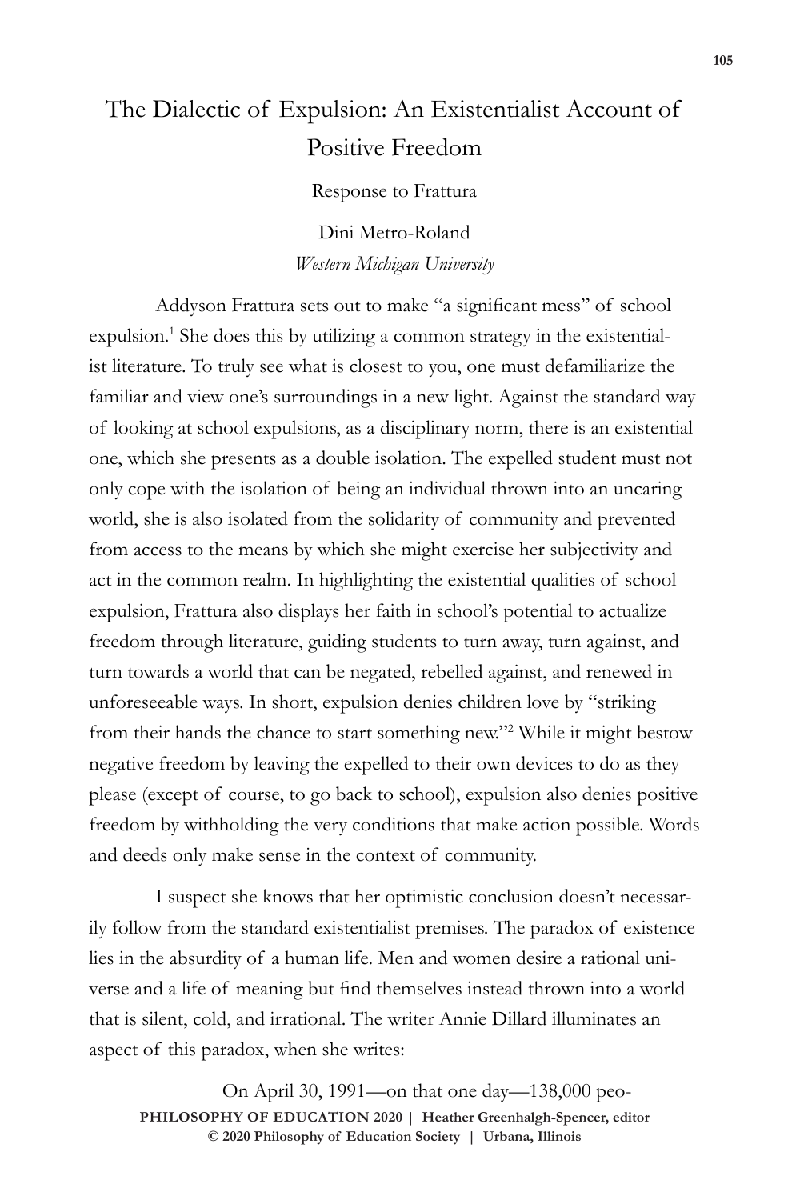# The Dialectic of Expulsion: An Existentialist Account of Positive Freedom

Response to Frattura

Dini Metro-Roland
*Western Michigan University*

Addyson Frattura sets out to make "a significant mess" of school expulsion.[1] She does this by utilizing a common strategy in the existentialist literature. To truly see what is closest to you, one must defamiliarize the familiar and view one's surroundings in a new light. Against the standard way of looking at school expulsions, as a disciplinary norm, there is an existential one, which she presents as a double isolation. The expelled student must not only cope with the isolation of being an individual thrown into an uncaring world, she is also isolated from the solidarity of community and prevented from access to the means by which she might exercise her subjectivity and act in the common realm. In highlighting the existential qualities of school expulsion, Frattura also displays her faith in school's potential to actualize freedom through literature, guiding students to turn away, turn against, and turn towards a world that can be negated, rebelled against, and renewed in unforeseeable ways. In short, expulsion denies children love by "striking from their hands the chance to start something new."[2] While it might bestow negative freedom by leaving the expelled to their own devices to do as they please (except of course, to go back to school), expulsion also denies positive freedom by withholding the very conditions that make action possible. Words and deeds only make sense in the context of community.

I suspect she knows that her optimistic conclusion doesn't necessarily follow from the standard existentialist premises. The paradox of existence lies in the absurdity of a human life. Men and women desire a rational universe and a life of meaning but find themselves instead thrown into a world that is silent, cold, and irrational. The writer Annie Dillard illuminates an aspect of this paradox, when she writes:

> On April 30, 1991—on that one day—138,000 peo-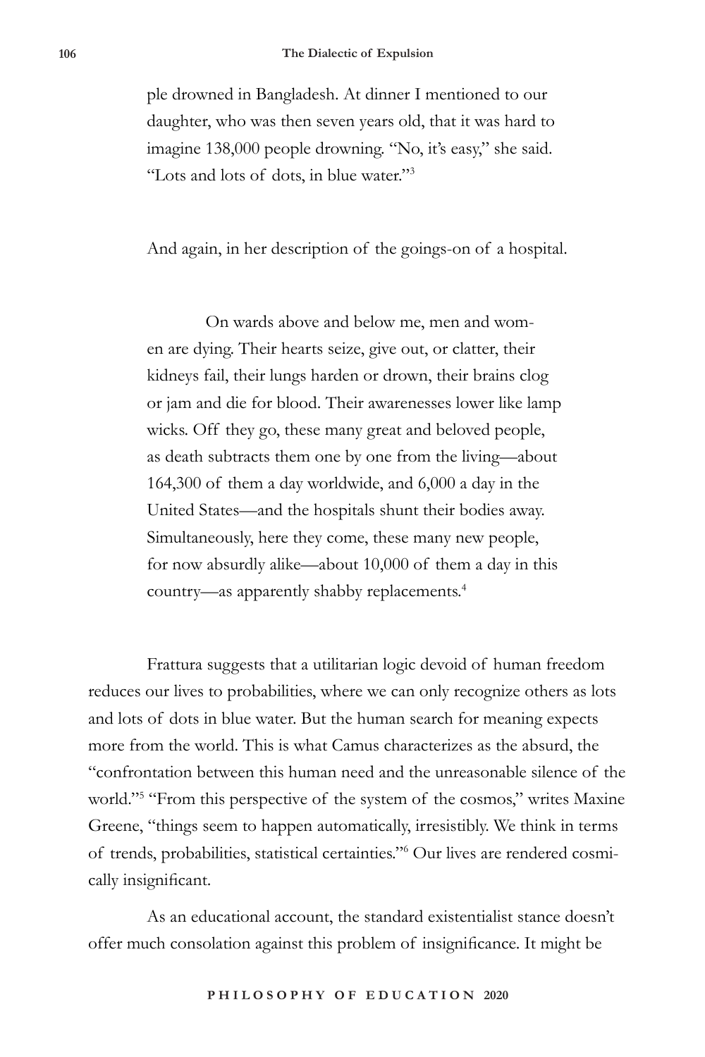ple drowned in Bangladesh. At dinner I mentioned to our daughter, who was then seven years old, that it was hard to imagine 138,000 people drowning. "No, it's easy," she said. "Lots and lots of dots, in blue water."[3]

And again, in her description of the goings-on of a hospital.

> On wards above and below me, men and women are dying. Their hearts seize, give out, or clatter, their kidneys fail, their lungs harden or drown, their brains clog or jam and die for blood. Their awarenesses lower like lamp wicks. Off they go, these many great and beloved people, as death subtracts them one by one from the living—about 164,300 of them a day worldwide, and 6,000 a day in the United States—and the hospitals shunt their bodies away. Simultaneously, here they come, these many new people, for now absurdly alike—about 10,000 of them a day in this country—as apparently shabby replacements.[4]

Frattura suggests that a utilitarian logic devoid of human freedom reduces our lives to probabilities, where we can only recognize others as lots and lots of dots in blue water. But the human search for meaning expects more from the world. This is what Camus characterizes as the absurd, the "confrontation between this human need and the unreasonable silence of the world."[5] "From this perspective of the system of the cosmos," writes Maxine Greene, "things seem to happen automatically, irresistibly. We think in terms of trends, probabilities, statistical certainties."[6] Our lives are rendered cosmically insignificant.

As an educational account, the standard existentialist stance doesn't offer much consolation against this problem of insignificance. It might be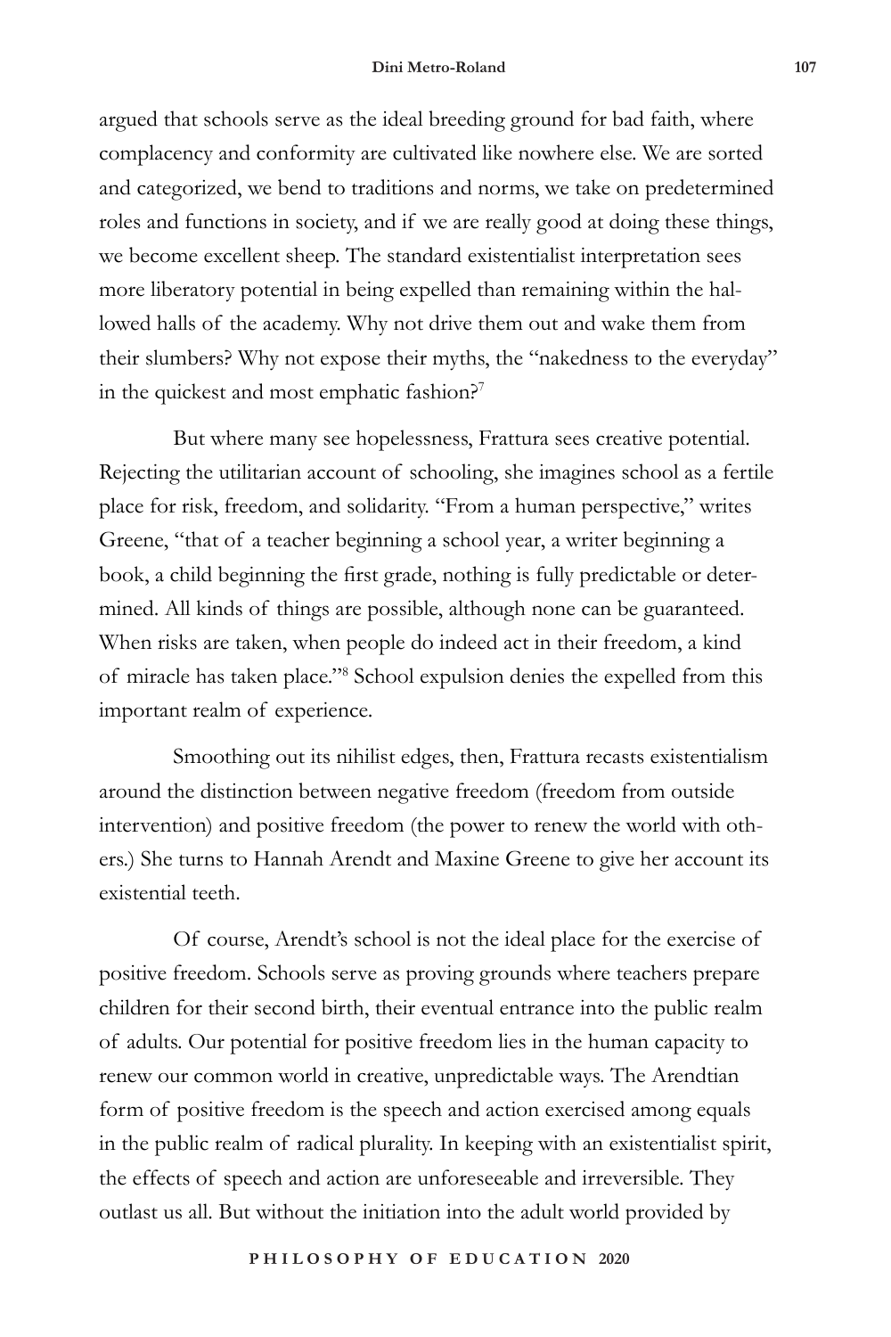argued that schools serve as the ideal breeding ground for bad faith, where complacency and conformity are cultivated like nowhere else. We are sorted and categorized, we bend to traditions and norms, we take on predetermined roles and functions in society, and if we are really good at doing these things, we become excellent sheep. The standard existentialist interpretation sees more liberatory potential in being expelled than remaining within the hallowed halls of the academy. Why not drive them out and wake them from their slumbers? Why not expose their myths, the "nakedness to the everyday" in the quickest and most emphatic fashion?[7]

But where many see hopelessness, Frattura sees creative potential. Rejecting the utilitarian account of schooling, she imagines school as a fertile place for risk, freedom, and solidarity. "From a human perspective," writes Greene, "that of a teacher beginning a school year, a writer beginning a book, a child beginning the first grade, nothing is fully predictable or determined. All kinds of things are possible, although none can be guaranteed. When risks are taken, when people do indeed act in their freedom, a kind of miracle has taken place."[8] School expulsion denies the expelled from this important realm of experience.

Smoothing out its nihilist edges, then, Frattura recasts existentialism around the distinction between negative freedom (freedom from outside intervention) and positive freedom (the power to renew the world with others.) She turns to Hannah Arendt and Maxine Greene to give her account its existential teeth.

Of course, Arendt's school is not the ideal place for the exercise of positive freedom. Schools serve as proving grounds where teachers prepare children for their second birth, their eventual entrance into the public realm of adults. Our potential for positive freedom lies in the human capacity to renew our common world in creative, unpredictable ways. The Arendtian form of positive freedom is the speech and action exercised among equals in the public realm of radical plurality. In keeping with an existentialist spirit, the effects of speech and action are unforeseeable and irreversible. They outlast us all. But without the initiation into the adult world provided by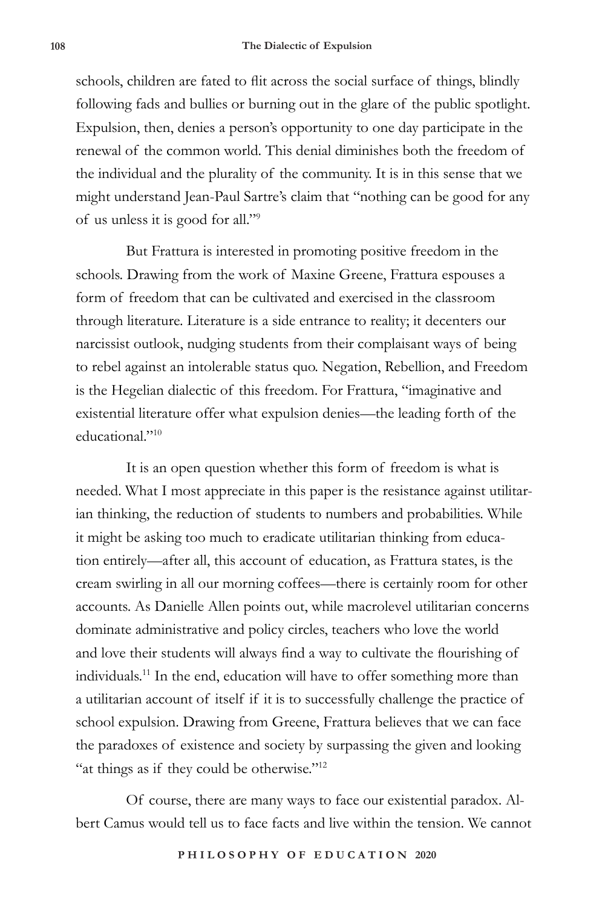schools, children are fated to flit across the social surface of things, blindly following fads and bullies or burning out in the glare of the public spotlight. Expulsion, then, denies a person's opportunity to one day participate in the renewal of the common world. This denial diminishes both the freedom of the individual and the plurality of the community. It is in this sense that we might understand Jean-Paul Sartre's claim that "nothing can be good for any of us unless it is good for all."[9]

But Frattura is interested in promoting positive freedom in the schools. Drawing from the work of Maxine Greene, Frattura espouses a form of freedom that can be cultivated and exercised in the classroom through literature. Literature is a side entrance to reality; it decenters our narcissist outlook, nudging students from their complaisant ways of being to rebel against an intolerable status quo. Negation, Rebellion, and Freedom is the Hegelian dialectic of this freedom. For Frattura, "imaginative and existential literature offer what expulsion denies—the leading forth of the educational."[10]

It is an open question whether this form of freedom is what is needed. What I most appreciate in this paper is the resistance against utilitarian thinking, the reduction of students to numbers and probabilities. While it might be asking too much to eradicate utilitarian thinking from education entirely—after all, this account of education, as Frattura states, is the cream swirling in all our morning coffees—there is certainly room for other accounts. As Danielle Allen points out, while macrolevel utilitarian concerns dominate administrative and policy circles, teachers who love the world and love their students will always find a way to cultivate the flourishing of individuals.[11] In the end, education will have to offer something more than a utilitarian account of itself if it is to successfully challenge the practice of school expulsion. Drawing from Greene, Frattura believes that we can face the paradoxes of existence and society by surpassing the given and looking "at things as if they could be otherwise."[12]

Of course, there are many ways to face our existential paradox. Albert Camus would tell us to face facts and live within the tension. We cannot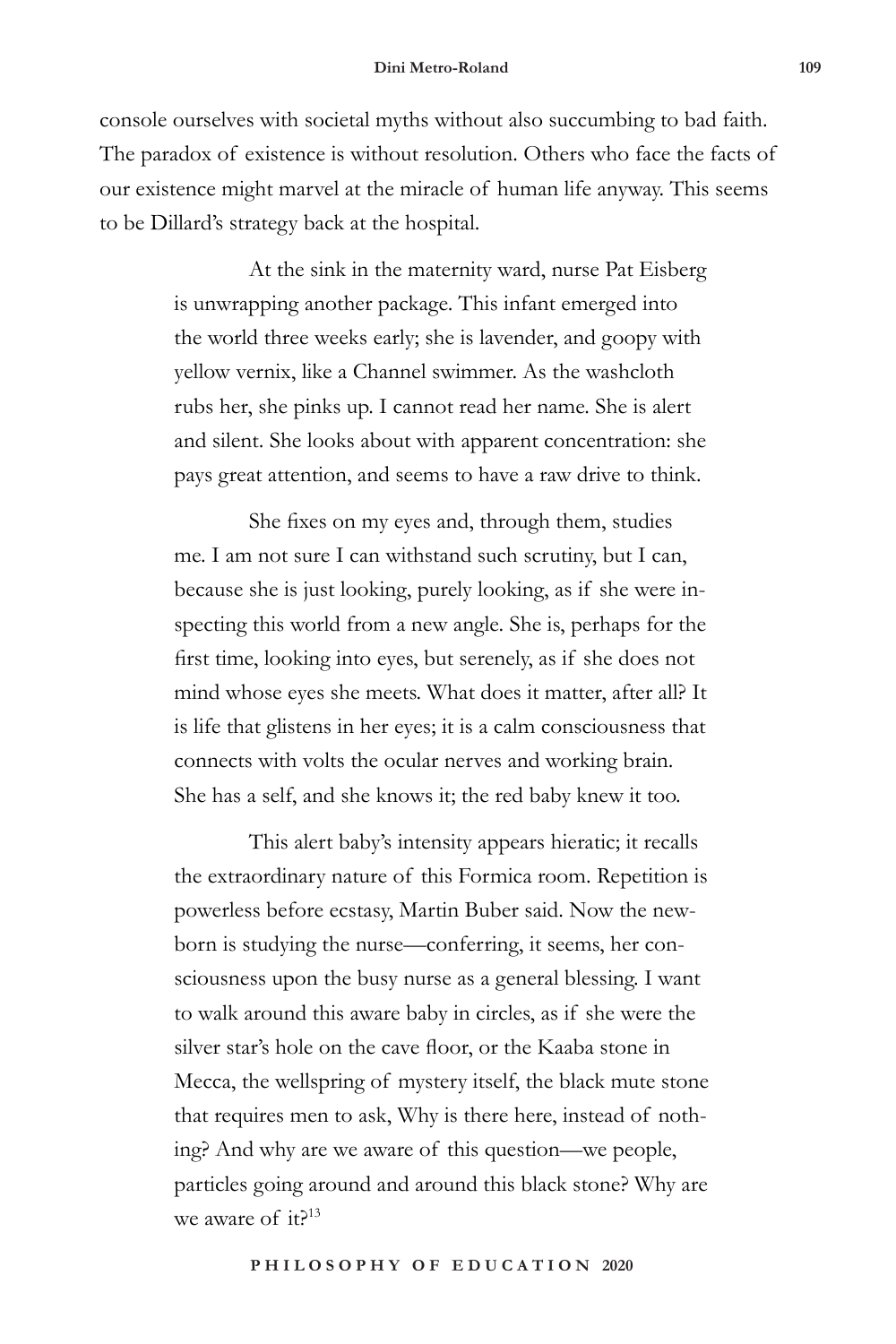console ourselves with societal myths without also succumbing to bad faith. The paradox of existence is without resolution. Others who face the facts of our existence might marvel at the miracle of human life anyway. This seems to be Dillard's strategy back at the hospital.

> At the sink in the maternity ward, nurse Pat Eisberg is unwrapping another package. This infant emerged into the world three weeks early; she is lavender, and goopy with yellow vernix, like a Channel swimmer. As the washcloth rubs her, she pinks up. I cannot read her name. She is alert and silent. She looks about with apparent concentration: she pays great attention, and seems to have a raw drive to think.
>
> She fixes on my eyes and, through them, studies me. I am not sure I can withstand such scrutiny, but I can, because she is just looking, purely looking, as if she were inspecting this world from a new angle. She is, perhaps for the first time, looking into eyes, but serenely, as if she does not mind whose eyes she meets. What does it matter, after all? It is life that glistens in her eyes; it is a calm consciousness that connects with volts the ocular nerves and working brain. She has a self, and she knows it; the red baby knew it too.
>
> This alert baby's intensity appears hieratic; it recalls the extraordinary nature of this Formica room. Repetition is powerless before ecstasy, Martin Buber said. Now the newborn is studying the nurse—conferring, it seems, her consciousness upon the busy nurse as a general blessing. I want to walk around this aware baby in circles, as if she were the silver star's hole on the cave floor, or the Kaaba stone in Mecca, the wellspring of mystery itself, the black mute stone that requires men to ask, Why is there here, instead of nothing? And why are we aware of this question—we people, particles going around and around this black stone? Why are we aware of it?[13]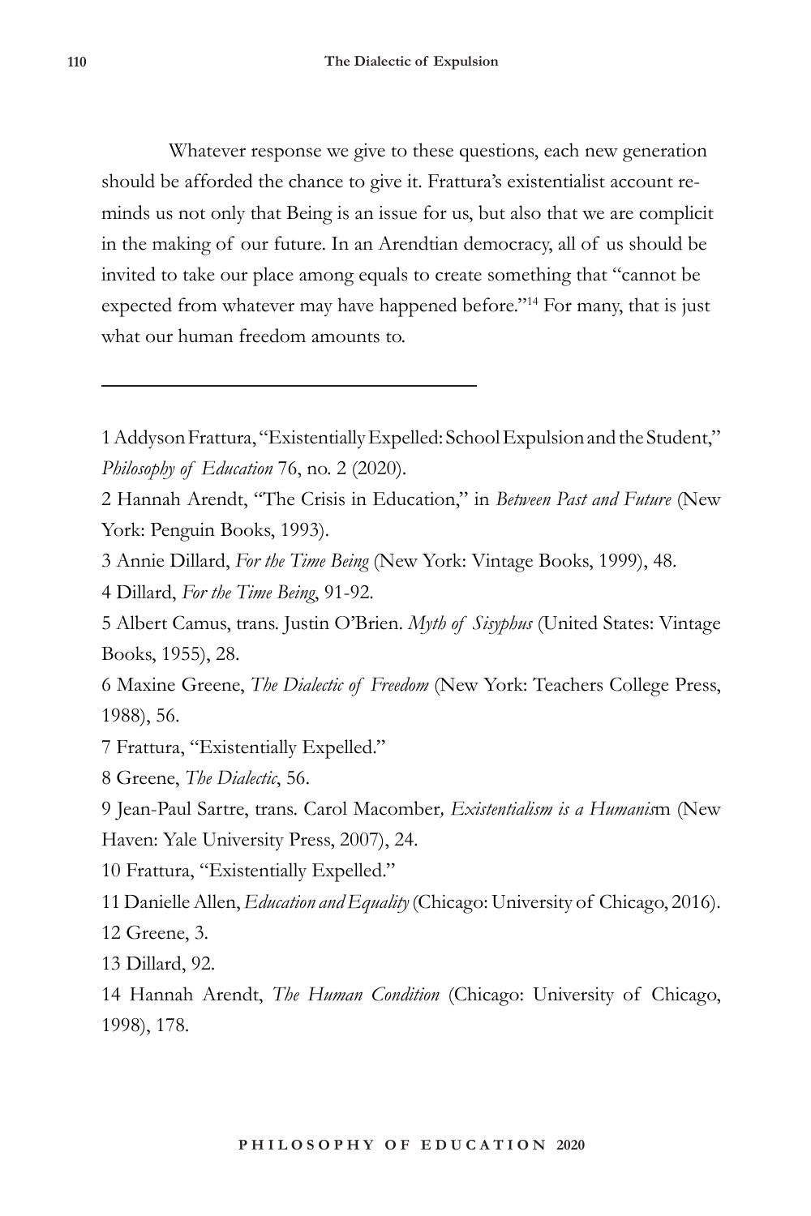Whatever response we give to these questions, each new generation should be afforded the chance to give it. Frattura's existentialist account reminds us not only that Being is an issue for us, but also that we are complicit in the making of our future. In an Arendtian democracy, all of us should be invited to take our place among equals to create something that "cannot be expected from whatever may have happened before."[14] For many, that is just what our human freedom amounts to.

---

1 Addyson Frattura, "Existentially Expelled: School Expulsion and the Student," *Philosophy of Education* 76, no. 2 (2020).

2 Hannah Arendt, "The Crisis in Education," in *Between Past and Future* (New York: Penguin Books, 1993).

3 Annie Dillard, *For the Time Being* (New York: Vintage Books, 1999), 48.

4 Dillard, *For the Time Being*, 91-92.

5 Albert Camus, trans. Justin O'Brien. *Myth of Sisyphus* (United States: Vintage Books, 1955), 28.

6 Maxine Greene, *The Dialectic of Freedom* (New York: Teachers College Press, 1988), 56.

7 Frattura, "Existentially Expelled."

8 Greene, *The Dialectic*, 56.

9 Jean-Paul Sartre, trans. Carol Macomber*, Existentialism is a Humanis*m (New Haven: Yale University Press, 2007), 24.

10 Frattura, "Existentially Expelled."

11 Danielle Allen, *Education and Equality* (Chicago: University of Chicago, 2016).

12 Greene, 3.

13 Dillard, 92.

14 Hannah Arendt, *The Human Condition* (Chicago: University of Chicago, 1998), 178.